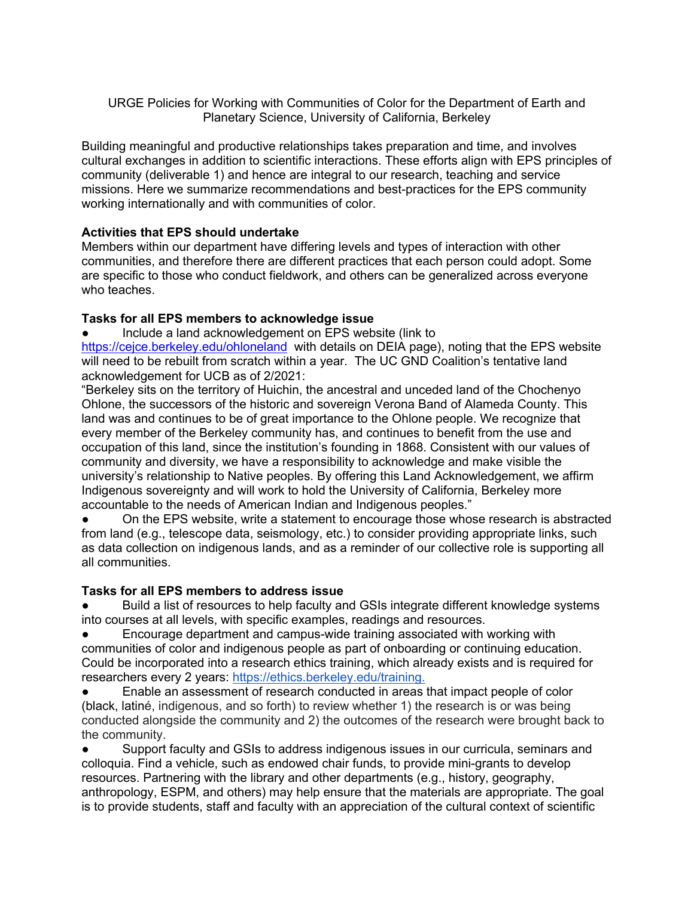URGE Policies for Working with Communities of Color for the Department of Earth and Planetary Science, University of California, Berkeley

Building meaningful and productive relationships takes preparation and time, and involves cultural exchanges in addition to scientific interactions. These efforts align with EPS principles of community (deliverable 1) and hence are integral to our research, teaching and service missions. Here we summarize recommendations and best-practices for the EPS community working internationally and with communities of color.

**Activities that EPS should undertake**

Members within our department have differing levels and types of interaction with other communities, and therefore there are different practices that each person could adopt. Some are specific to those who conduct fieldwork, and others can be generalized across everyone who teaches.

**Tasks for all EPS members to acknowledge issue**

- Include a land acknowledgement on EPS website (link to https://cejce.berkeley.edu/ohloneland with details on DEIA page), noting that the EPS website will need to be rebuilt from scratch within a year. The UC GND Coalition's tentative land acknowledgement for UCB as of 2/2021:
"Berkeley sits on the territory of Huichin, the ancestral and unceded land of the Chochenyo Ohlone, the successors of the historic and sovereign Verona Band of Alameda County. This land was and continues to be of great importance to the Ohlone people. We recognize that every member of the Berkeley community has, and continues to benefit from the use and occupation of this land, since the institution's founding in 1868. Consistent with our values of community and diversity, we have a responsibility to acknowledge and make visible the university's relationship to Native peoples. By offering this Land Acknowledgement, we affirm Indigenous sovereignty and will work to hold the University of California, Berkeley more accountable to the needs of American Indian and Indigenous peoples."
- On the EPS website, write a statement to encourage those whose research is abstracted from land (e.g., telescope data, seismology, etc.) to consider providing appropriate links, such as data collection on indigenous lands, and as a reminder of our collective role is supporting all all communities.

**Tasks for all EPS members to address issue**

- Build a list of resources to help faculty and GSIs integrate different knowledge systems into courses at all levels, with specific examples, readings and resources.
- Encourage department and campus-wide training associated with working with communities of color and indigenous people as part of onboarding or continuing education. Could be incorporated into a research ethics training, which already exists and is required for researchers every 2 years: https://ethics.berkeley.edu/training.
- Enable an assessment of research conducted in areas that impact people of color (black, latiné, indigenous, and so forth) to review whether 1) the research is or was being conducted alongside the community and 2) the outcomes of the research were brought back to the community.
- Support faculty and GSIs to address indigenous issues in our curricula, seminars and colloquia. Find a vehicle, such as endowed chair funds, to provide mini-grants to develop resources. Partnering with the library and other departments (e.g., history, geography, anthropology, ESPM, and others) may help ensure that the materials are appropriate. The goal is to provide students, staff and faculty with an appreciation of the cultural context of scientific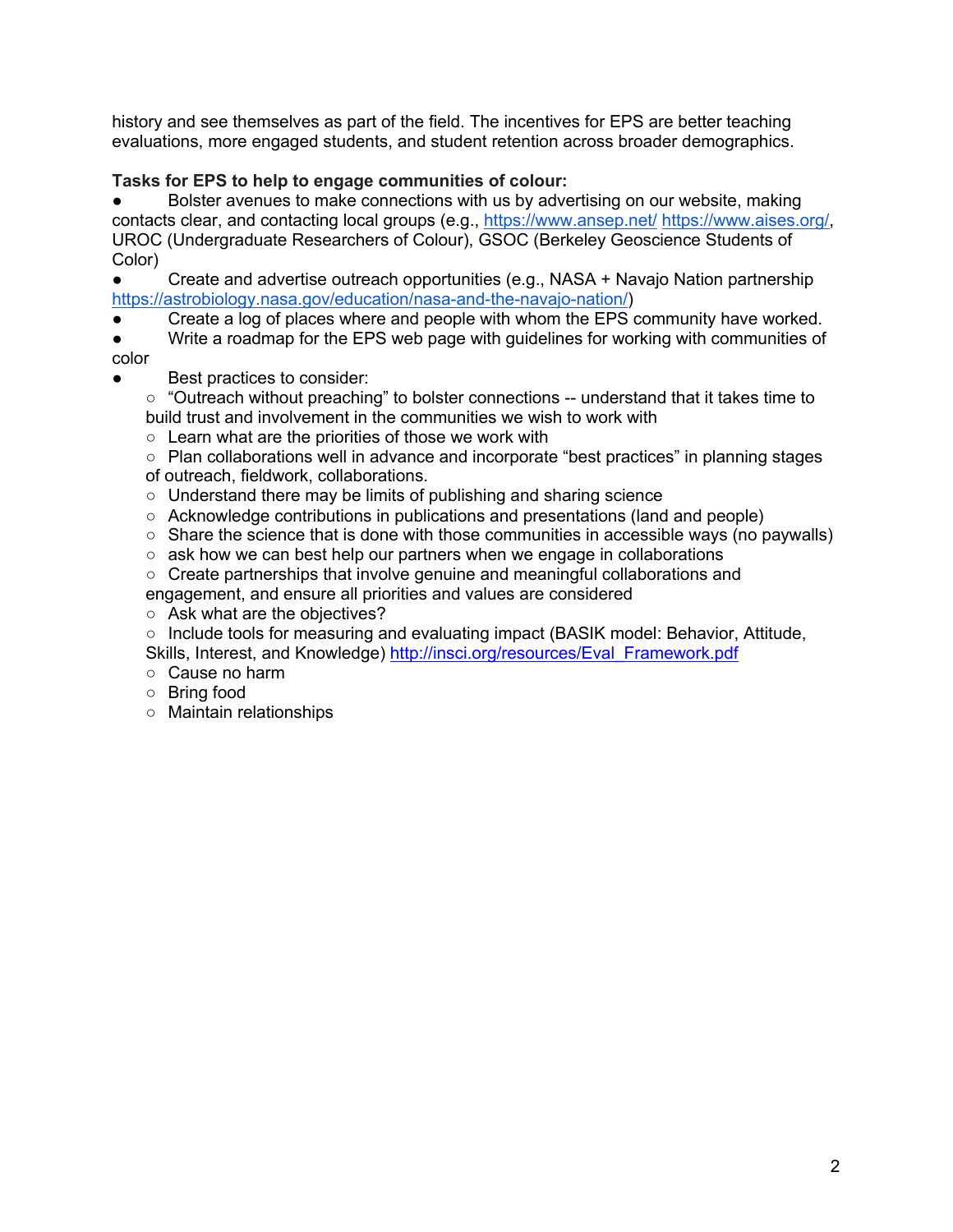history and see themselves as part of the field. The incentives for EPS are better teaching evaluations, more engaged students, and student retention across broader demographics.

**Tasks for EPS to help to engage communities of colour:**

- Bolster avenues to make connections with us by advertising on our website, making contacts clear, and contacting local groups (e.g., https://www.ansep.net/ https://www.aises.org/, UROC (Undergraduate Researchers of Colour), GSOC (Berkeley Geoscience Students of Color)
- Create and advertise outreach opportunities (e.g., NASA + Navajo Nation partnership https://astrobiology.nasa.gov/education/nasa-and-the-navajo-nation/)
- Create a log of places where and people with whom the EPS community have worked.
- Write a roadmap for the EPS web page with guidelines for working with communities of color
- Best practices to consider:
    - "Outreach without preaching" to bolster connections -- understand that it takes time to build trust and involvement in the communities we wish to work with
    - Learn what are the priorities of those we work with
    - Plan collaborations well in advance and incorporate "best practices" in planning stages of outreach, fieldwork, collaborations.
    - Understand there may be limits of publishing and sharing science
    - Acknowledge contributions in publications and presentations (land and people)
    - Share the science that is done with those communities in accessible ways (no paywalls)
    - ask how we can best help our partners when we engage in collaborations
    - Create partnerships that involve genuine and meaningful collaborations and engagement, and ensure all priorities and values are considered
    - Ask what are the objectives?
    - Include tools for measuring and evaluating impact (BASIK model: Behavior, Attitude, Skills, Interest, and Knowledge) http://insci.org/resources/Eval_Framework.pdf
    - Cause no harm
    - Bring food
    - Maintain relationships